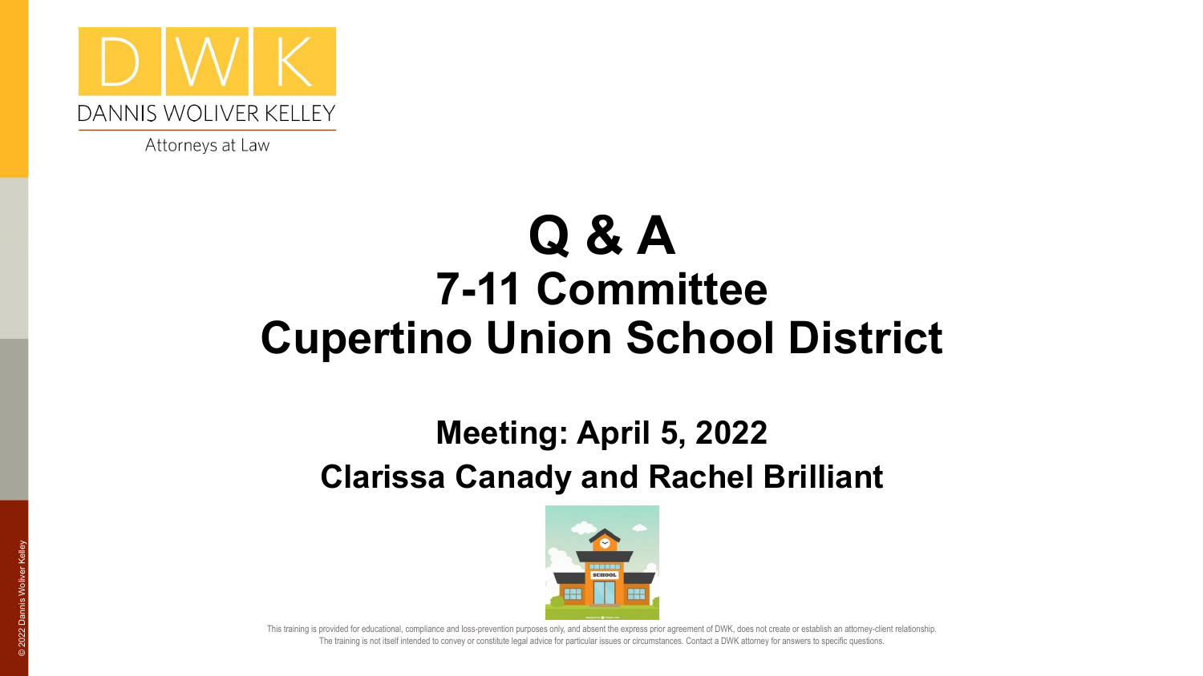DANNIS WOLIVER KELLEY

Attorneys at Law

# Q & A
# 7-11 Committee
# Cupertino Union School District

## Meeting: April 5, 2022
## Clarissa Canady and Rachel Brilliant

This training is provided for educational, compliance and loss-prevention purposes only, and absent the express prior agreement of DWK, does not create or establish an attorney-client relationship. The training is not itself intended to convey or constitute legal advice for particular issues or circumstances. Contact a DWK attorney for answers to specific questions.

© 2022 Dannis Woliver Kelley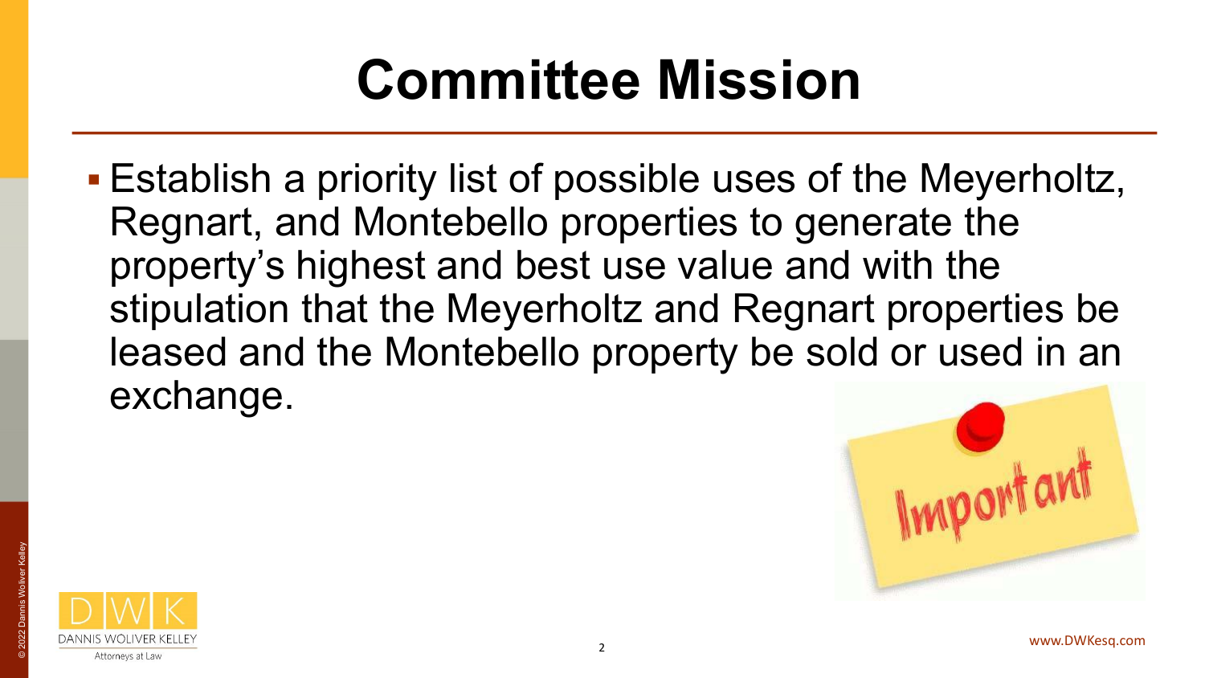# Committee Mission

- Establish a priority list of possible uses of the Meyerholtz, Regnart, and Montebello properties to generate the property's highest and best use value and with the stipulation that the Meyerholtz and Regnart properties be leased and the Montebello property be sold or used in an exchange.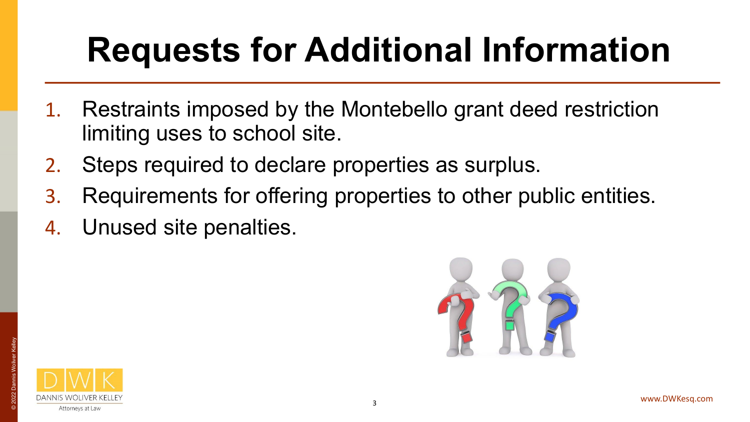# Requests for Additional Information

1. Restraints imposed by the Montebello grant deed restriction limiting uses to school site.
2. Steps required to declare properties as surplus.
3. Requirements for offering properties to other public entities.
4. Unused site penalties.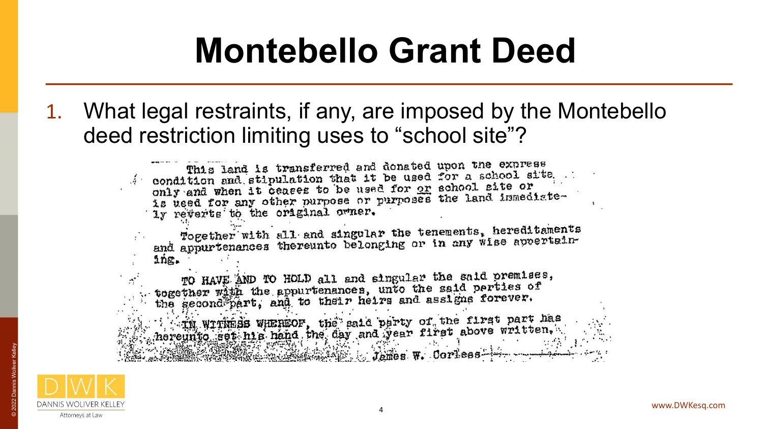# Montebello Grant Deed

1. What legal restraints, if any, are imposed by the Montebello deed restriction limiting uses to "school site"?

This land is transferred and donated upon the express condition and stipulation that it be used for a school site only and when it ceases to be used for <u>or</u> school site or is used for any other purpose or purposes the land immediately reverts to the original owner.

Together with all and singular the tenements, hereditaments and appurtenances thereunto belonging or in any wise appertaining.

TO HAVE AND TO HOLD all and singular the said premises, together with the appurtenances, unto the said parties of the second part, and to their heirs and assigns forever.

IN WITNESS WHEREOF, the said party of the first part has hereunto set his hand the day and year first above written.

James W. Corless

© 2022 Dannis Woliver Kelley

DANNIS WOLIVER KELLEY Attorneys at Law

www.DWKesq.com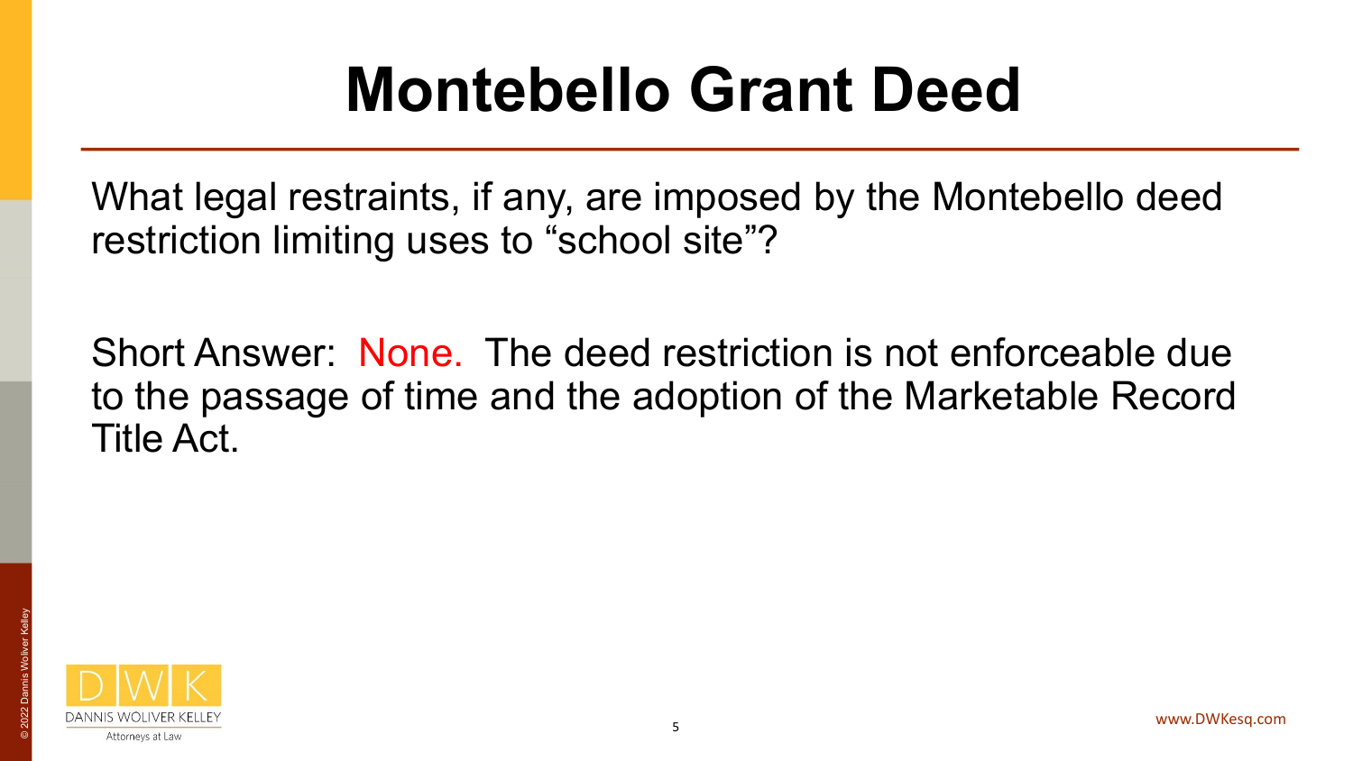# Montebello Grant Deed

What legal restraints, if any, are imposed by the Montebello deed restriction limiting uses to “school site”?

Short Answer: None. The deed restriction is not enforceable due to the passage of time and the adoption of the Marketable Record Title Act.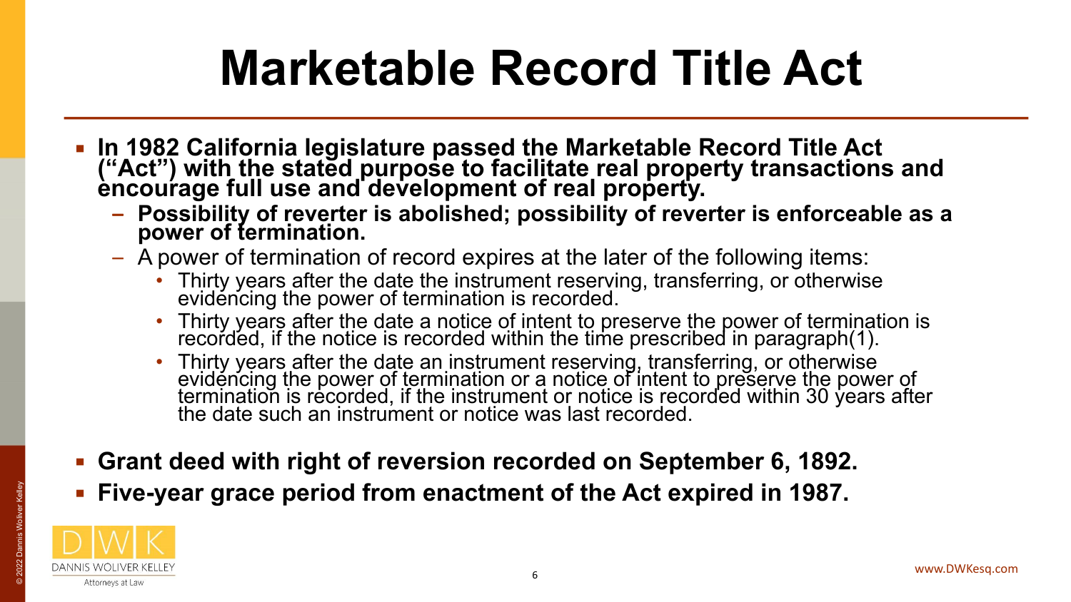# Marketable Record Title Act

- **In 1982 California legislature passed the Marketable Record Title Act ("Act") with the stated purpose to facilitate real property transactions and encourage full use and development of real property.**
  - **Possibility of reverter is abolished; possibility of reverter is enforceable as a power of termination.**
  - A power of termination of record expires at the later of the following items:
    - Thirty years after the date the instrument reserving, transferring, or otherwise evidencing the power of termination is recorded.
    - Thirty years after the date a notice of intent to preserve the power of termination is recorded, if the notice is recorded within the time prescribed in paragraph(1).
    - Thirty years after the date an instrument reserving, transferring, or otherwise evidencing the power of termination or a notice of intent to preserve the power of termination is recorded, if the instrument or notice is recorded within 30 years after the date such an instrument or notice was last recorded.
- **Grant deed with right of reversion recorded on September 6, 1892.**
- **Five-year grace period from enactment of the Act expired in 1987.**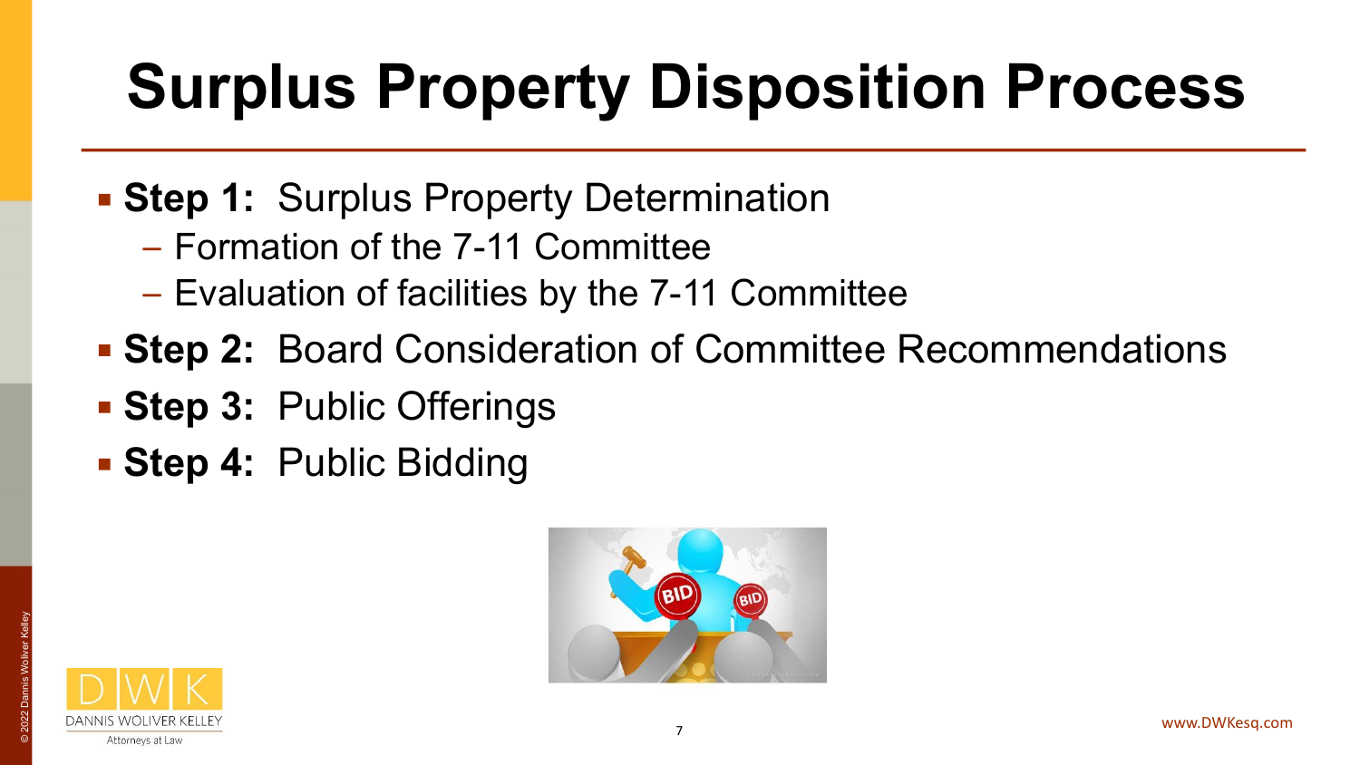# Surplus Property Disposition Process

- **Step 1:** Surplus Property Determination
  - Formation of the 7-11 Committee
  - Evaluation of facilities by the 7-11 Committee
- **Step 2:** Board Consideration of Committee Recommendations
- **Step 3:** Public Offerings
- **Step 4:** Public Bidding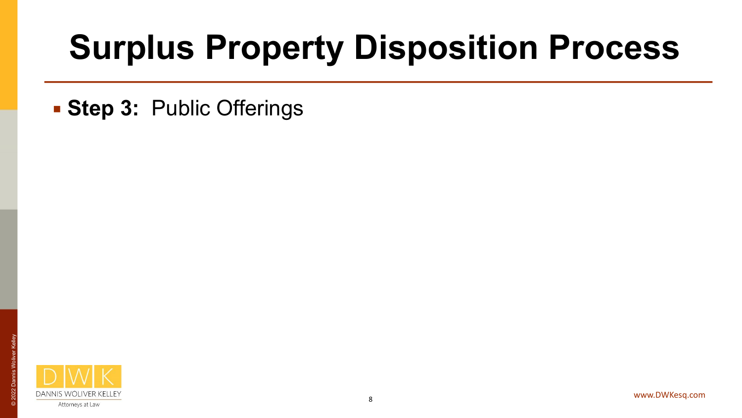# Surplus Property Disposition Process

- **Step 3:** Public Offerings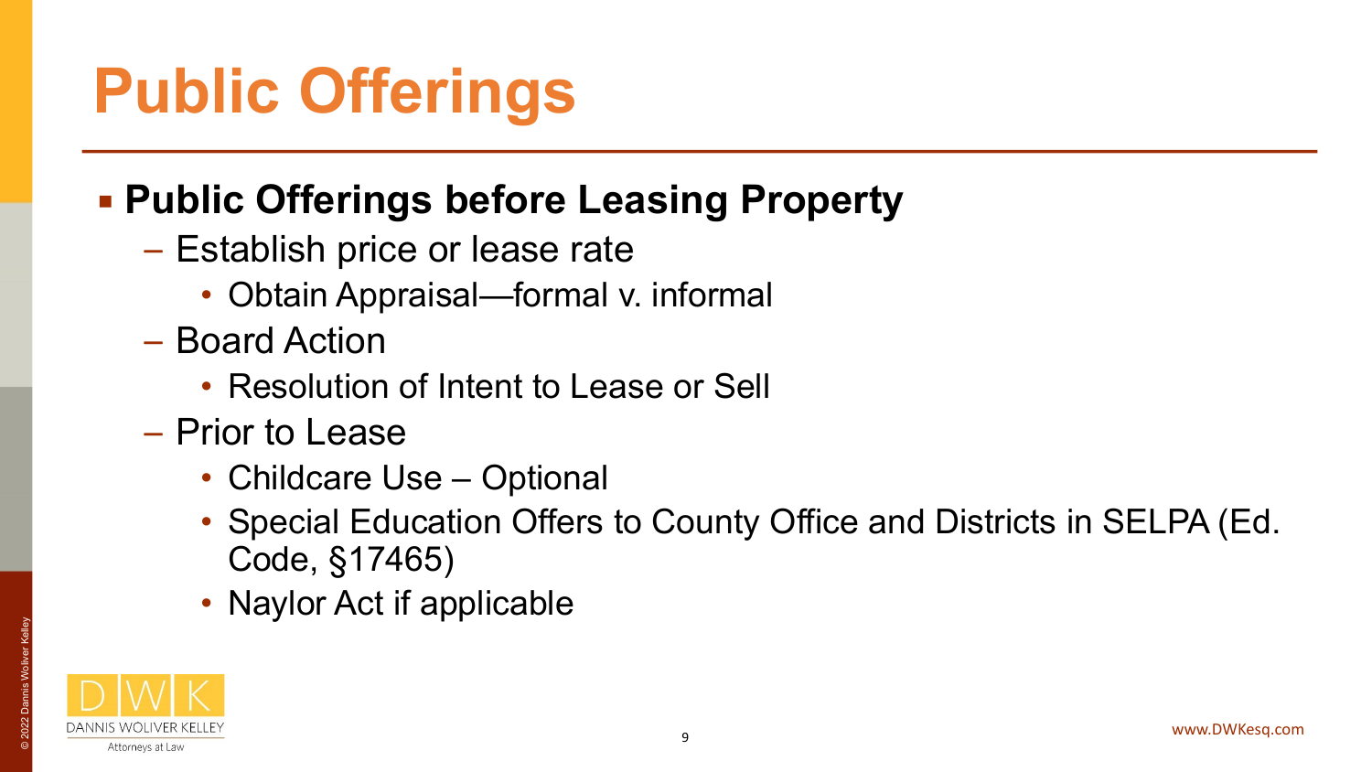# Public Offerings

- **Public Offerings before Leasing Property**
  - Establish price or lease rate
    - Obtain Appraisal—formal v. informal
  - Board Action
    - Resolution of Intent to Lease or Sell
  - Prior to Lease
    - Childcare Use – Optional
    - Special Education Offers to County Office and Districts in SELPA (Ed. Code, §17465)
    - Naylor Act if applicable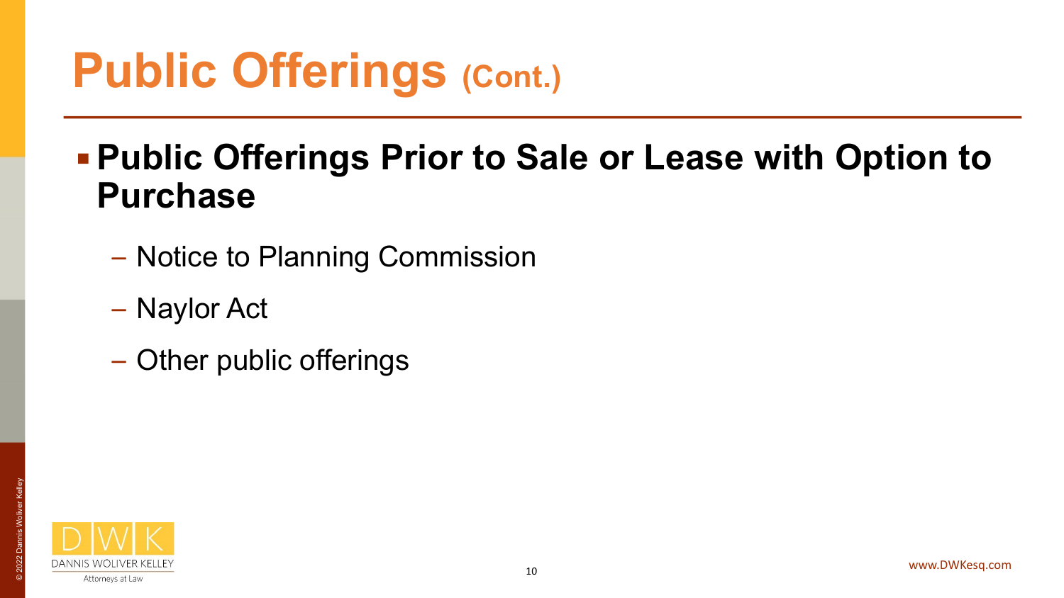# Public Offerings (Cont.)

- **Public Offerings Prior to Sale or Lease with Option to Purchase**
  - Notice to Planning Commission
  - Naylor Act
  - Other public offerings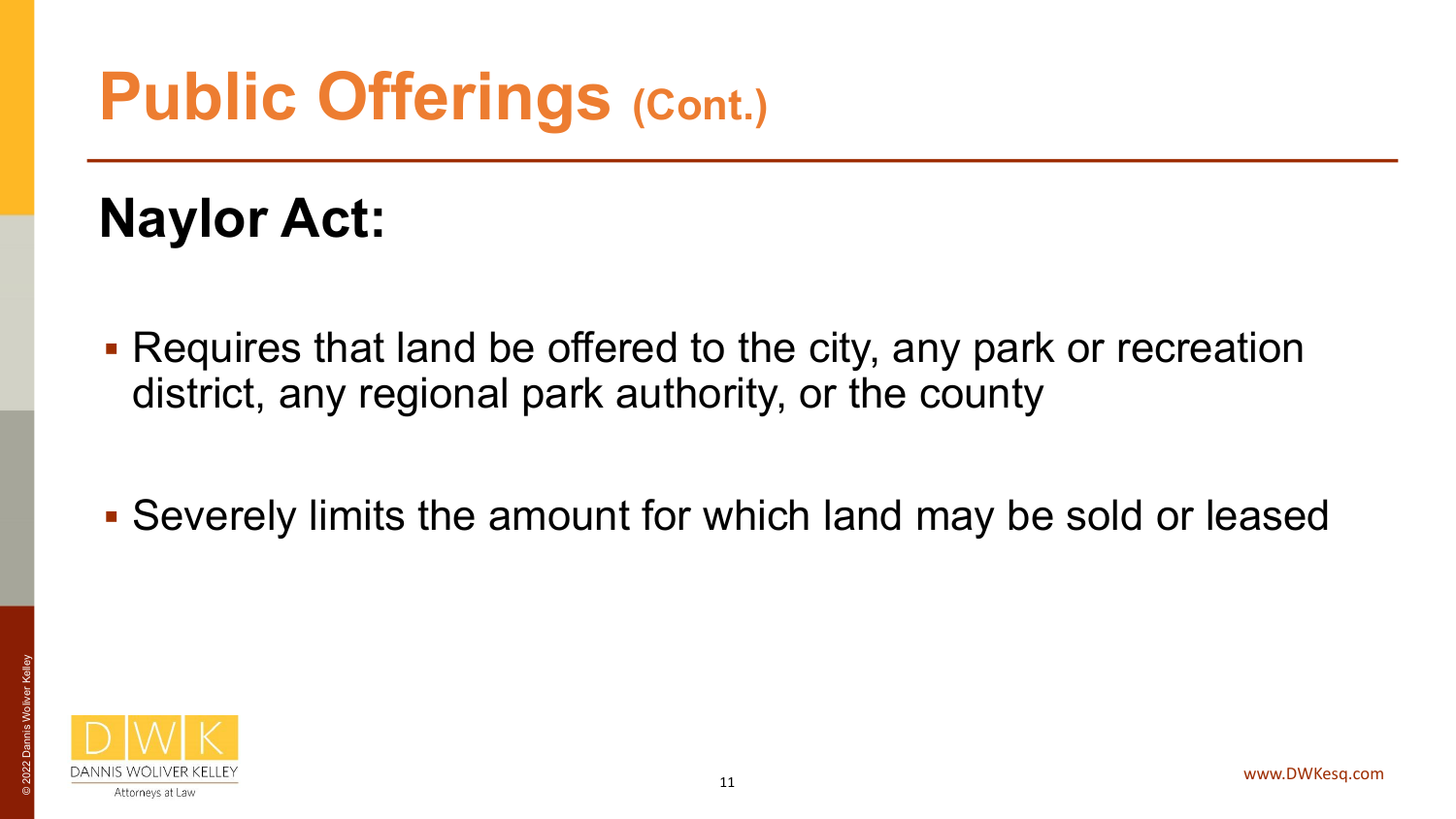# Public Offerings (Cont.)

## Naylor Act:

- Requires that land be offered to the city, any park or recreation district, any regional park authority, or the county
- Severely limits the amount for which land may be sold or leased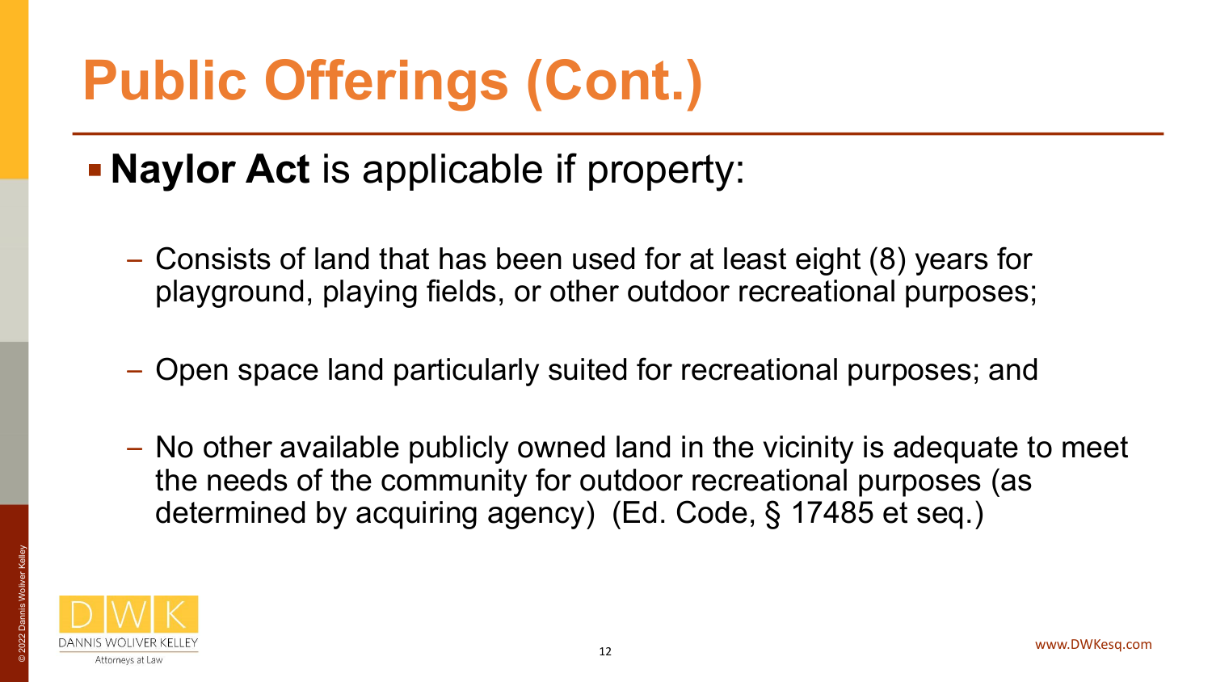# Public Offerings (Cont.)

- **Naylor Act** is applicable if property:
  - Consists of land that has been used for at least eight (8) years for playground, playing fields, or other outdoor recreational purposes;
  - Open space land particularly suited for recreational purposes; and
  - No other available publicly owned land in the vicinity is adequate to meet the needs of the community for outdoor recreational purposes (as determined by acquiring agency) (Ed. Code, § 17485 et seq.)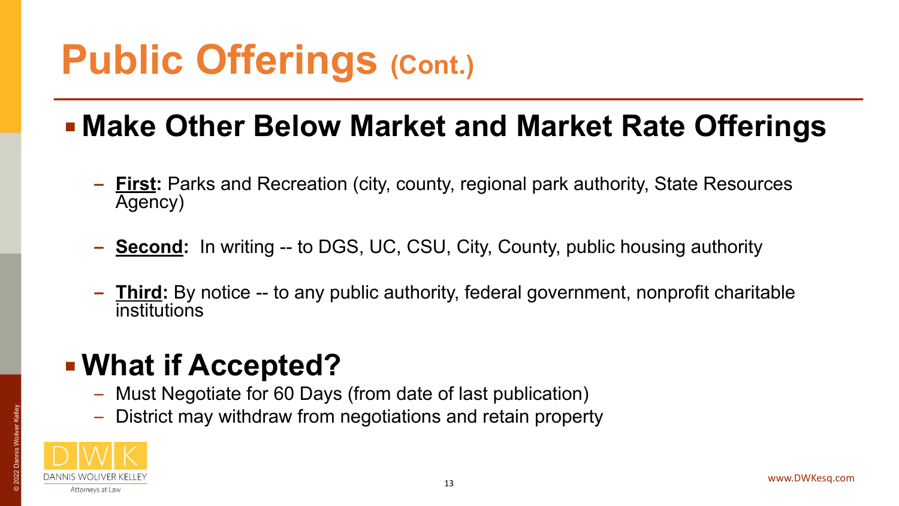# Public Offerings (Cont.)

- **Make Other Below Market and Market Rate Offerings**
  - **First:** Parks and Recreation (city, county, regional park authority, State Resources Agency)
  - **Second:** In writing -- to DGS, UC, CSU, City, County, public housing authority
  - **Third:** By notice -- to any public authority, federal government, nonprofit charitable institutions

- **What if Accepted?**
  - Must Negotiate for 60 Days (from date of last publication)
  - District may withdraw from negotiations and retain property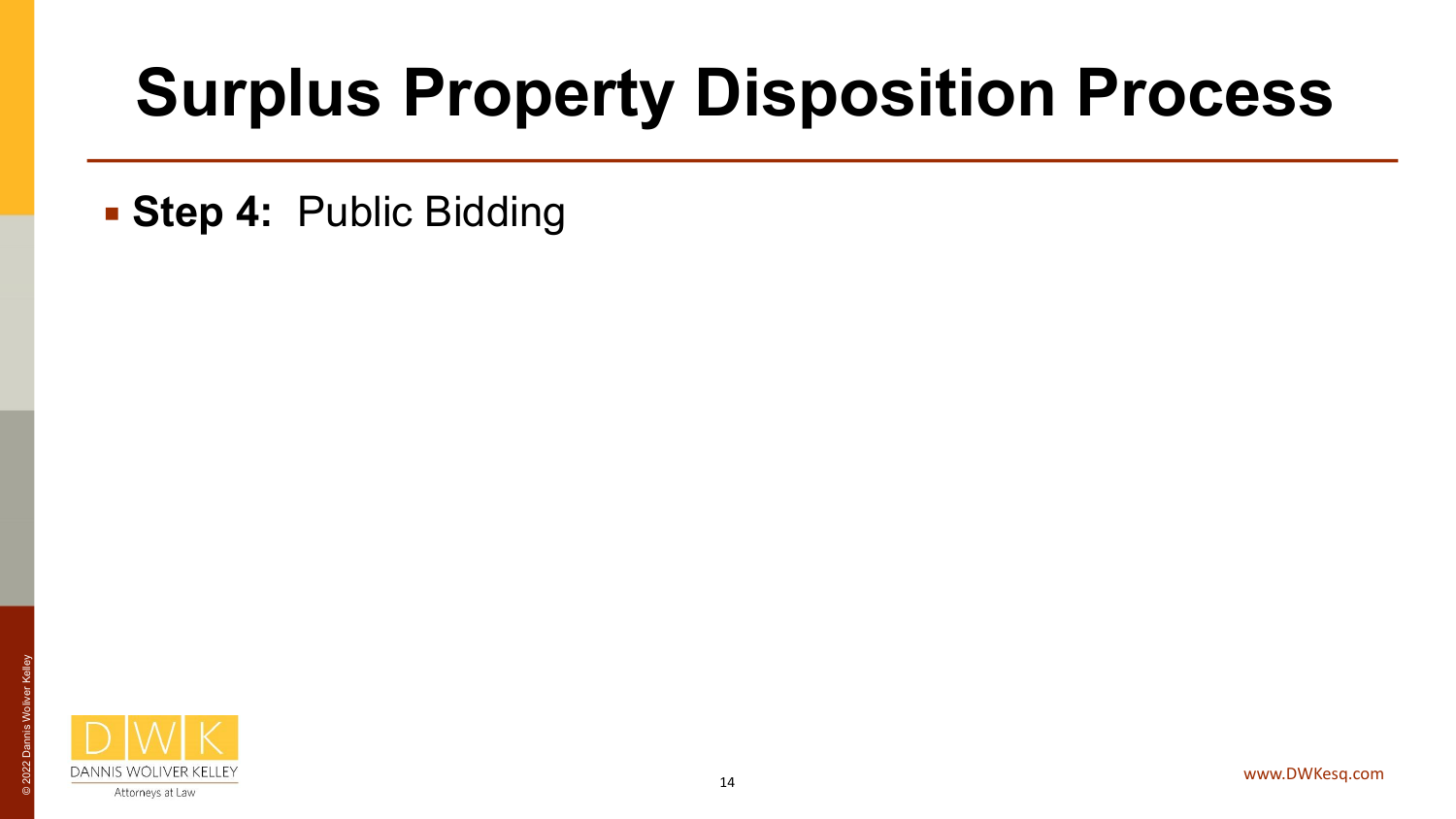# Surplus Property Disposition Process

- **Step 4:** Public Bidding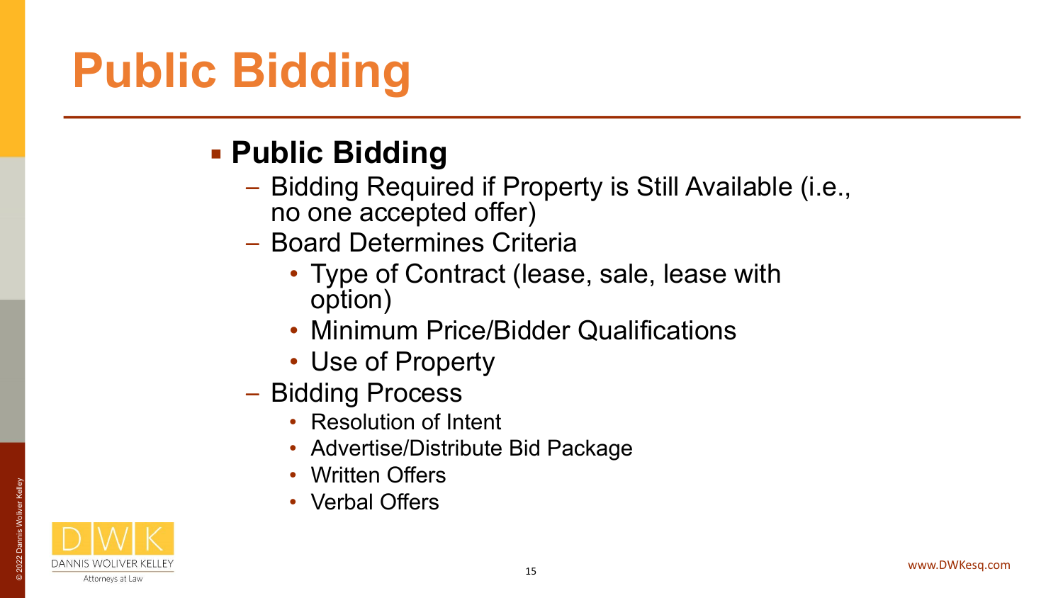# Public Bidding

- **Public Bidding**
  - Bidding Required if Property is Still Available (i.e., no one accepted offer)
  - Board Determines Criteria
    - Type of Contract (lease, sale, lease with option)
    - Minimum Price/Bidder Qualifications
    - Use of Property
  - Bidding Process
    - Resolution of Intent
    - Advertise/Distribute Bid Package
    - Written Offers
    - Verbal Offers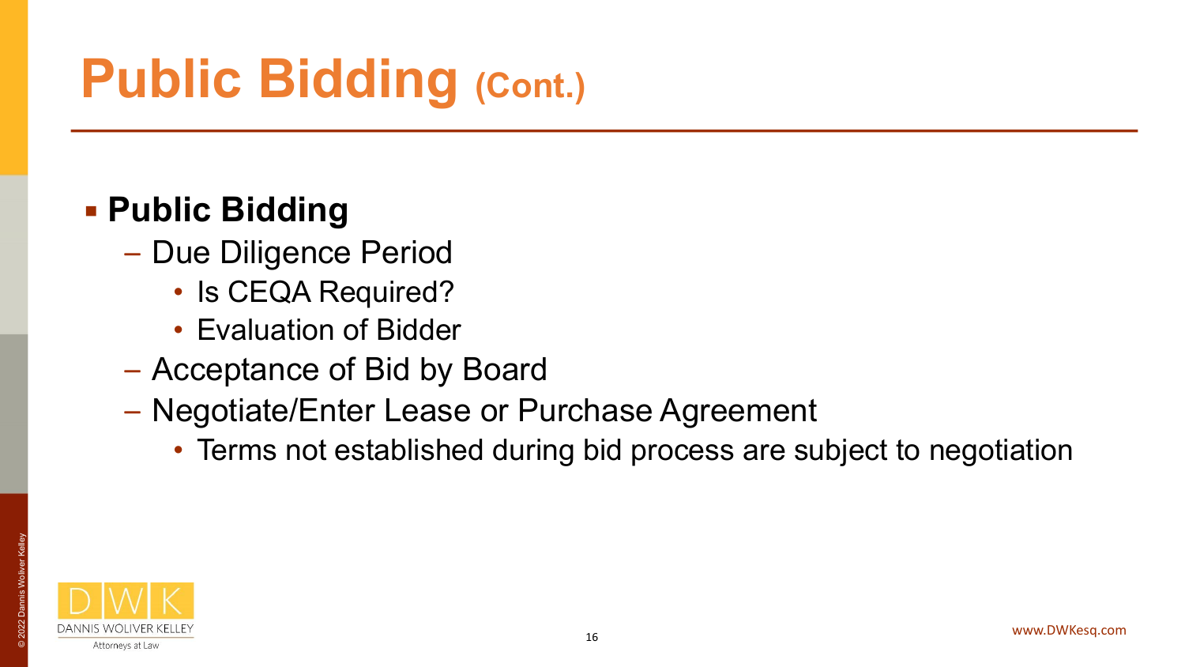# Public Bidding (Cont.)

- **Public Bidding**
  - Due Diligence Period
    - Is CEQA Required?
    - Evaluation of Bidder
  - Acceptance of Bid by Board
  - Negotiate/Enter Lease or Purchase Agreement
    - Terms not established during bid process are subject to negotiation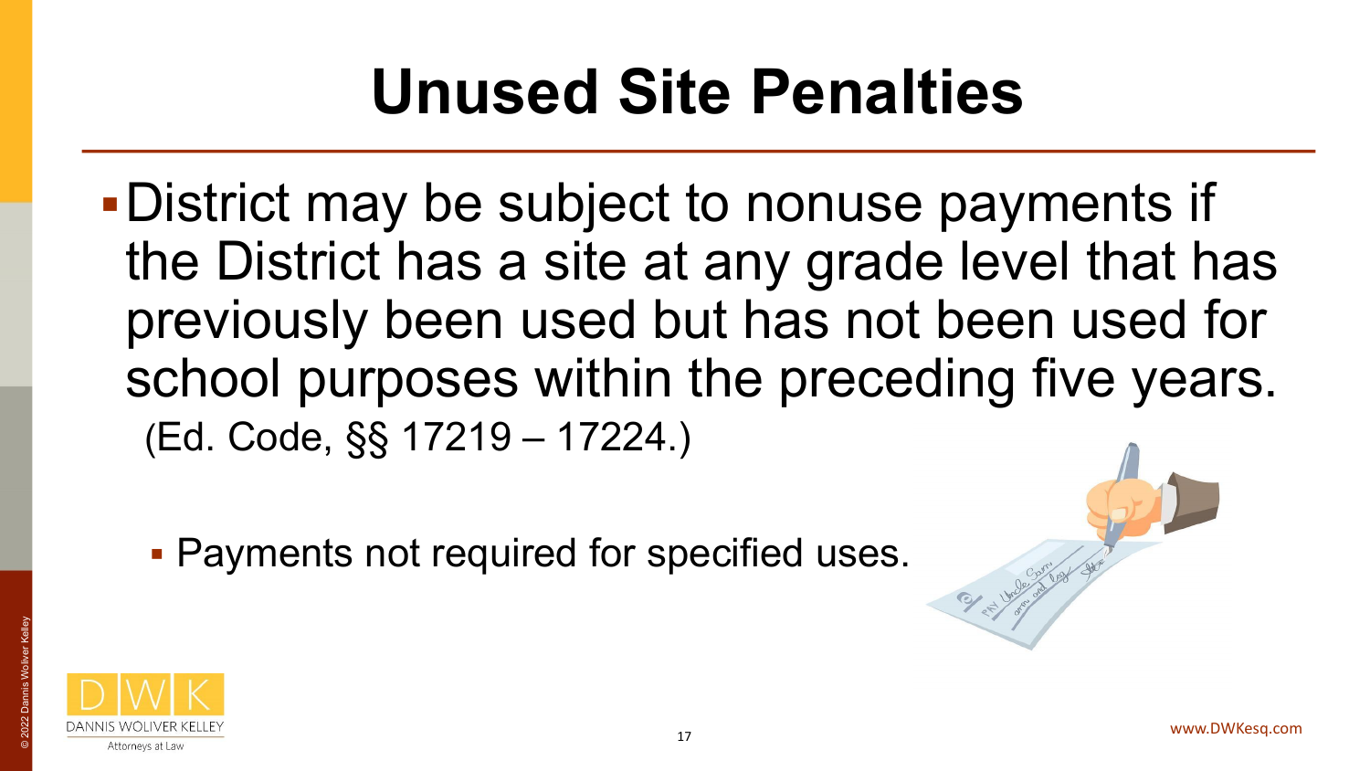# Unused Site Penalties

- District may be subject to nonuse payments if the District has a site at any grade level that has previously been used but has not been used for school purposes within the preceding five years. (Ed. Code, §§ 17219 – 17224.)
  - Payments not required for specified uses.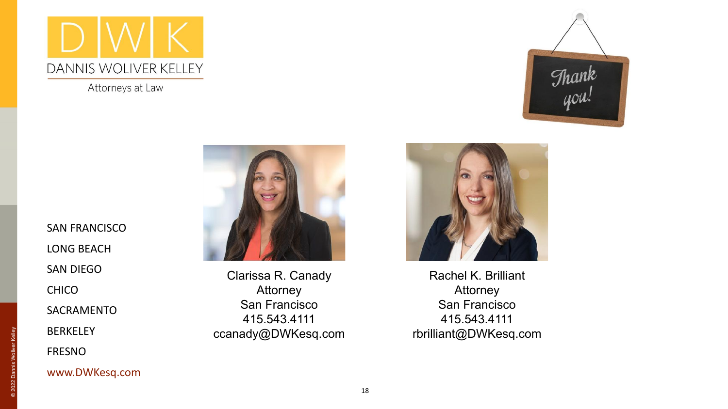DWK

DANNIS WOLIVER KELLEY

Attorneys at Law

Thank you!

SAN FRANCISCO

LONG BEACH

SAN DIEGO

CHICO

SACRAMENTO

BERKELEY

FRESNO

www.DWKesq.com

Clarissa R. Canady
Attorney
San Francisco
415.543.4111
ccanady@DWKesq.com

Rachel K. Brilliant
Attorney
San Francisco
415.543.4111
rbrilliant@DWKesq.com

© 2022 Dannis Woliver Kelley